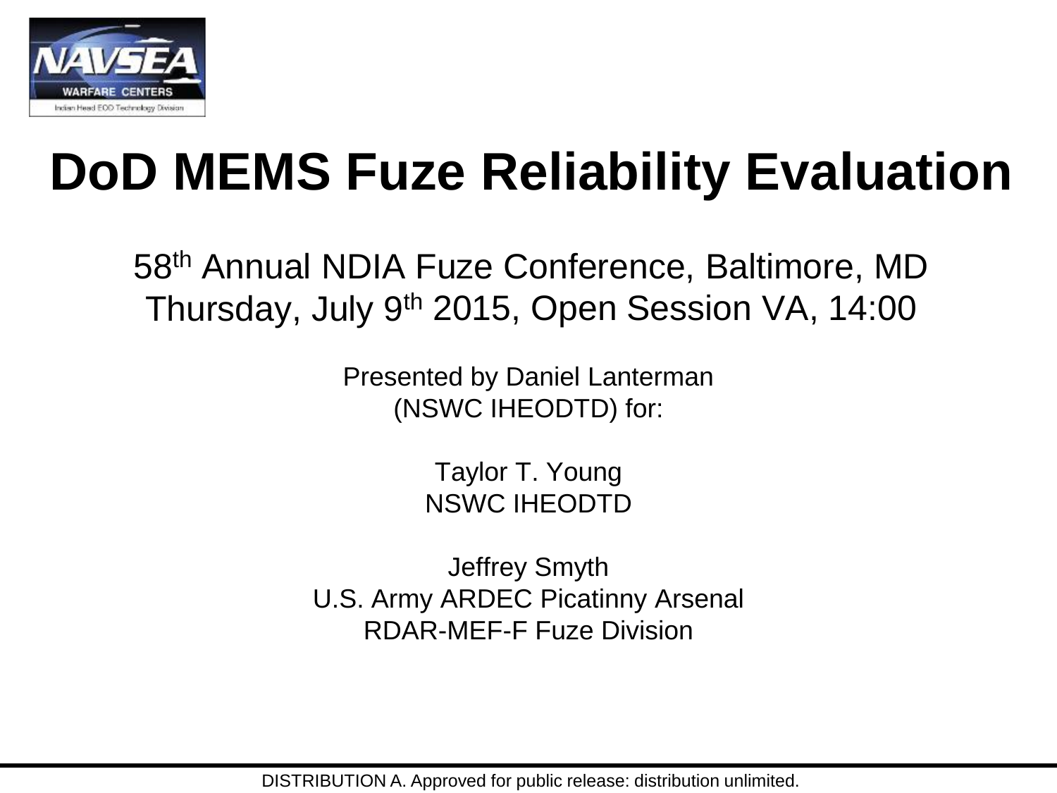# DoD MEMS Fuze Reliability Evaluation

58th Annual NDIA Fuze Conference, Baltimore, MD
Thursday, July 9th 2015, Open Session VA, 14:00

Presented by Daniel Lanterman
(NSWC IHEODTD) for:

Taylor T. Young
NSWC IHEODTD

Jeffrey Smyth
U.S. Army ARDEC Picatinny Arsenal
RDAR-MEF-F Fuze Division

DISTRIBUTION A. Approved for public release: distribution unlimited.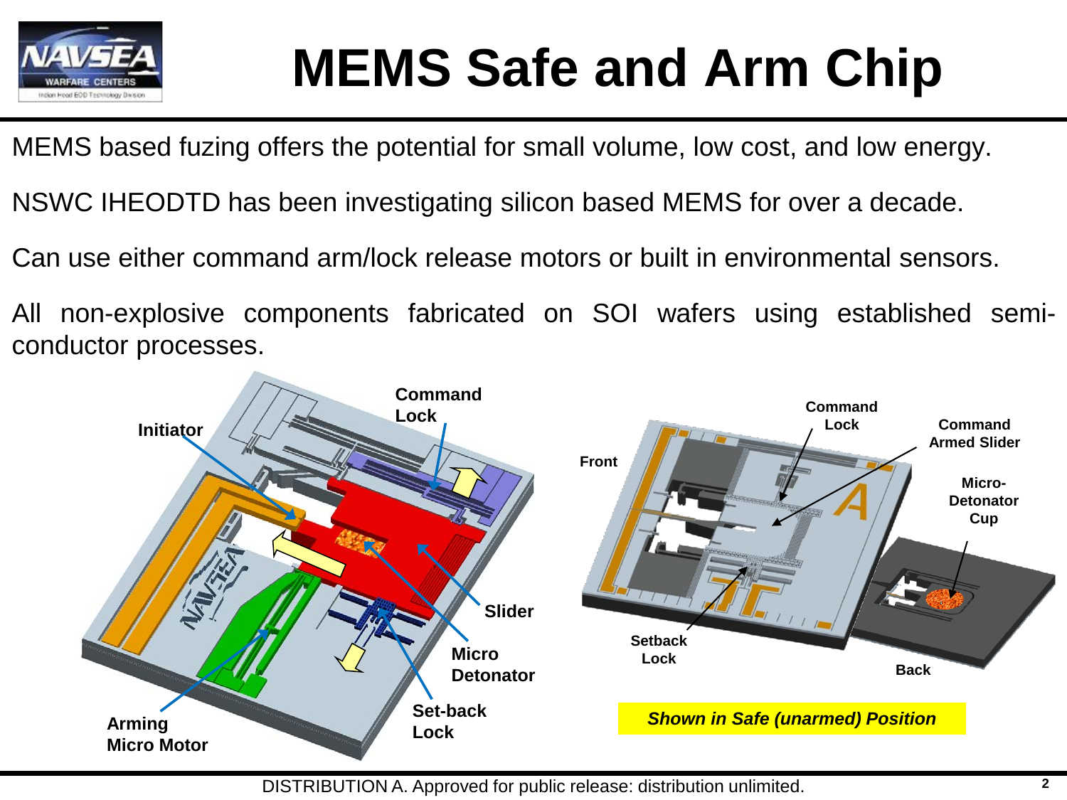# MEMS Safe and Arm Chip

MEMS based fuzing offers the potential for small volume, low cost, and low energy.

NSWC IHEODTD has been investigating silicon based MEMS for over a decade.

Can use either command arm/lock release motors or built in environmental sensors.

All non-explosive components fabricated on SOI wafers using established semi-conductor processes.

Initiator

Command Lock

Slider

Micro Detonator

Set-back Lock

Arming Micro Motor

Front

Command Lock

Command Armed Slider

Micro-Detonator Cup

Setback Lock

Back

***Shown in Safe (unarmed) Position***

DISTRIBUTION A. Approved for public release: distribution unlimited.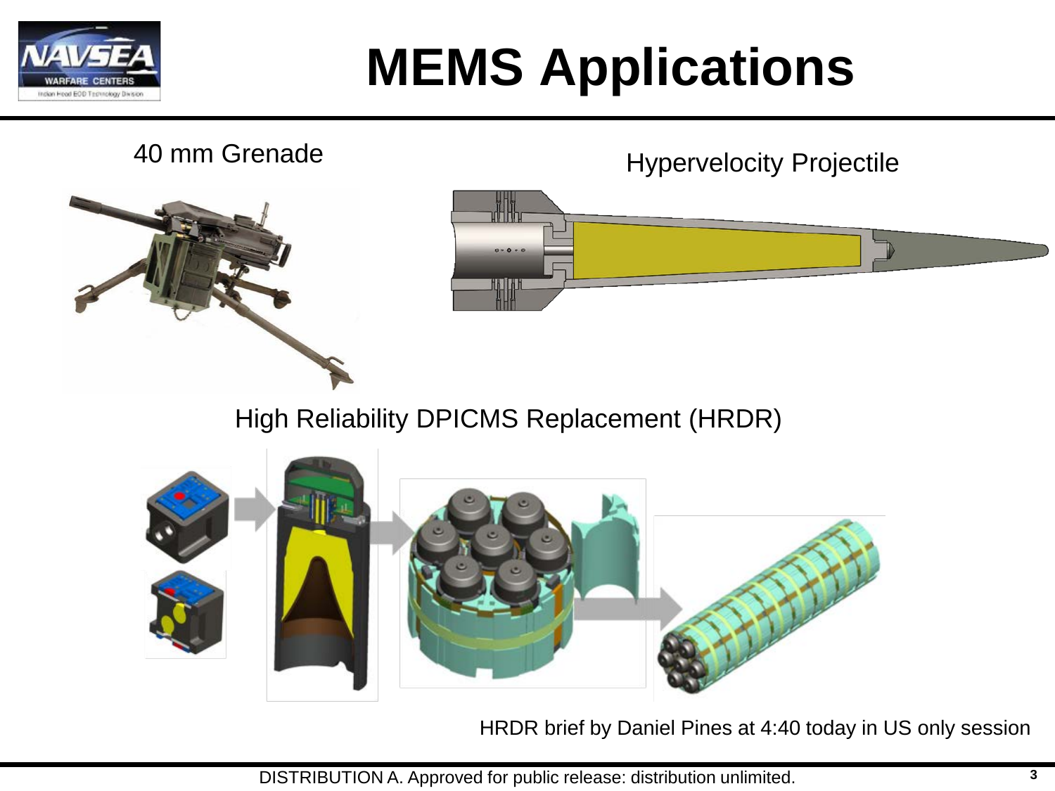# MEMS Applications

40 mm Grenade

Hypervelocity Projectile

High Reliability DPICMS Replacement (HRDR)

HRDR brief by Daniel Pines at 4:40 today in US only session

DISTRIBUTION A. Approved for public release: distribution unlimited.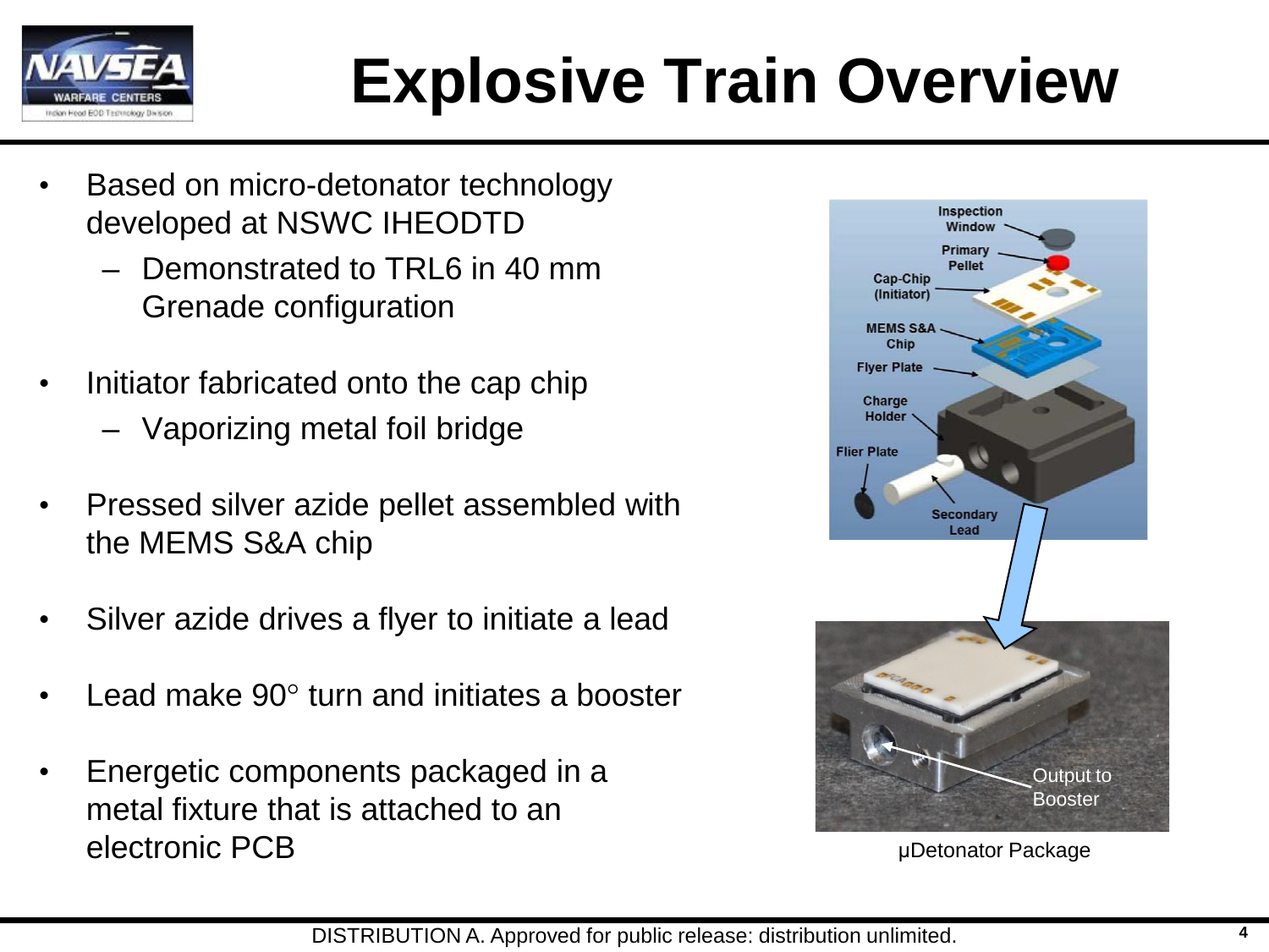# Explosive Train Overview

- Based on micro-detonator technology developed at NSWC IHEODTD
  - Demonstrated to TRL6 in 40 mm Grenade configuration
- Initiator fabricated onto the cap chip
  - Vaporizing metal foil bridge
- Pressed silver azide pellet assembled with the MEMS S&A chip
- Silver azide drives a flyer to initiate a lead
- Lead make 90° turn and initiates a booster
- Energetic components packaged in a metal fixture that is attached to an electronic PCB

μDetonator Package

DISTRIBUTION A. Approved for public release: distribution unlimited.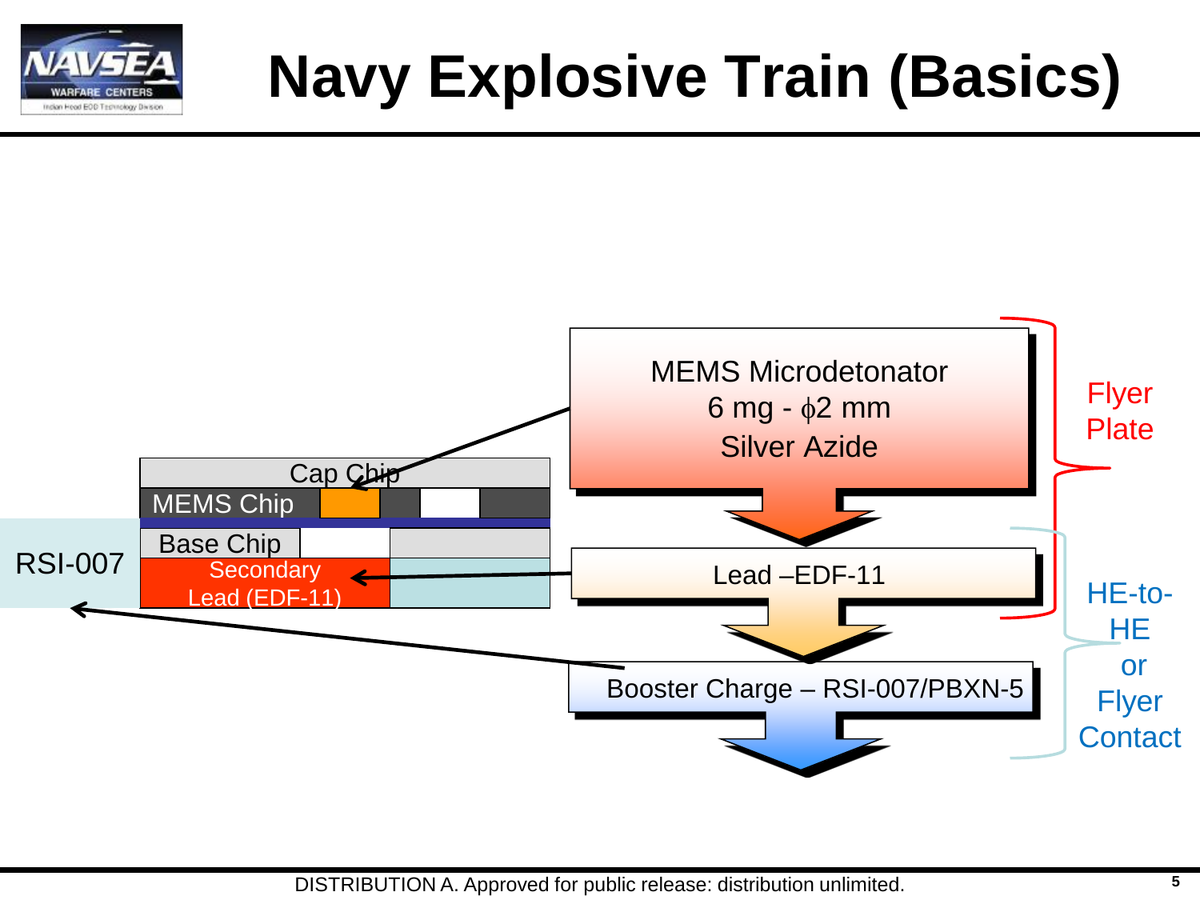# Navy Explosive Train (Basics)

Cap Chip

MEMS Chip

Base Chip

Secondary Lead (EDF-11)

RSI-007

MEMS Microdetonator
6 mg - $\phi$2 mm
Silver Azide

Lead –EDF-11

Booster Charge – RSI-007/PBXN-5

Flyer Plate

HE-to-HE or Flyer Contact

DISTRIBUTION A. Approved for public release: distribution unlimited.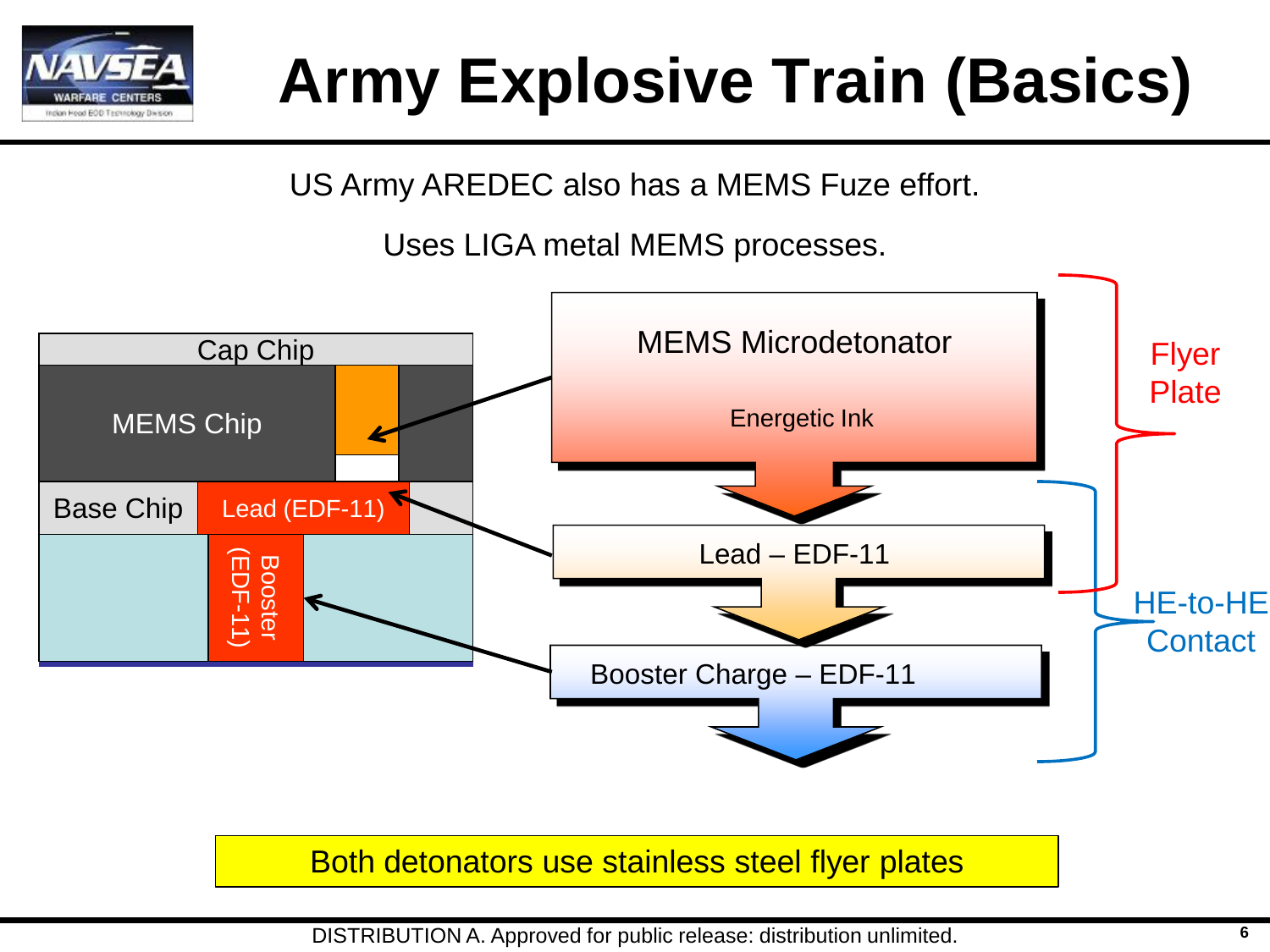# Army Explosive Train (Basics)

US Army AREDEC also has a MEMS Fuze effort.

Uses LIGA metal MEMS processes.

Cap Chip

MEMS Chip

Base Chip

Lead (EDF-11)

Booster (EDF-11)

MEMS Microdetonator

Energetic Ink

Lead – EDF-11

Booster Charge – EDF-11

Flyer Plate

HE-to-HE Contact

Both detonators use stainless steel flyer plates

DISTRIBUTION A. Approved for public release: distribution unlimited.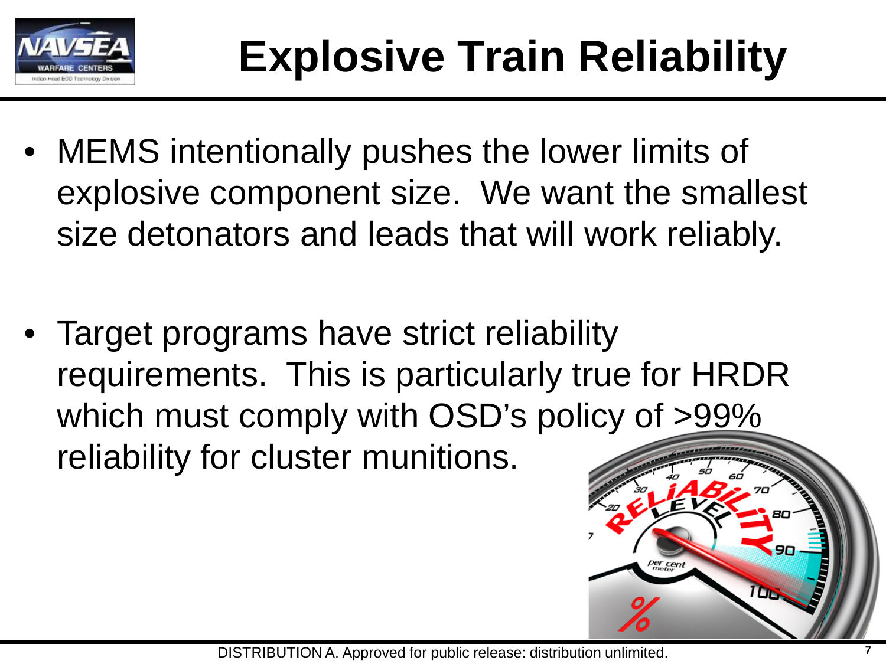# Explosive Train Reliability

- MEMS intentionally pushes the lower limits of explosive component size. We want the smallest size detonators and leads that will work reliably.

- Target programs have strict reliability requirements. This is particularly true for HRDR which must comply with OSD's policy of >99% reliability for cluster munitions.

DISTRIBUTION A. Approved for public release: distribution unlimited.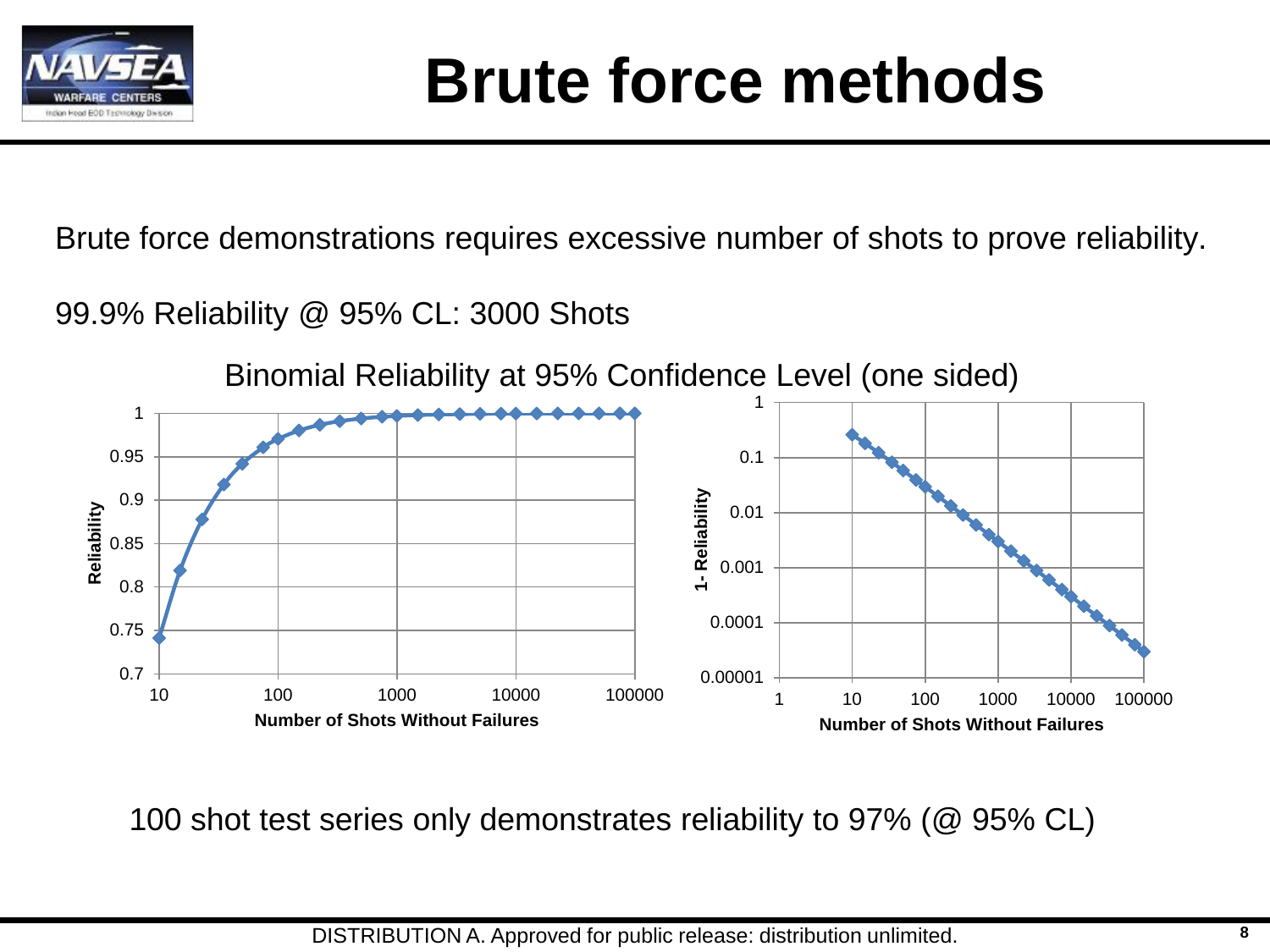# Brute force methods

Brute force demonstrations requires excessive number of shots to prove reliability.

99.9% Reliability @ 95% CL: 3000 Shots

Binomial Reliability at 95% Confidence Level (one sided)

100 shot test series only demonstrates reliability to 97% (@ 95% CL)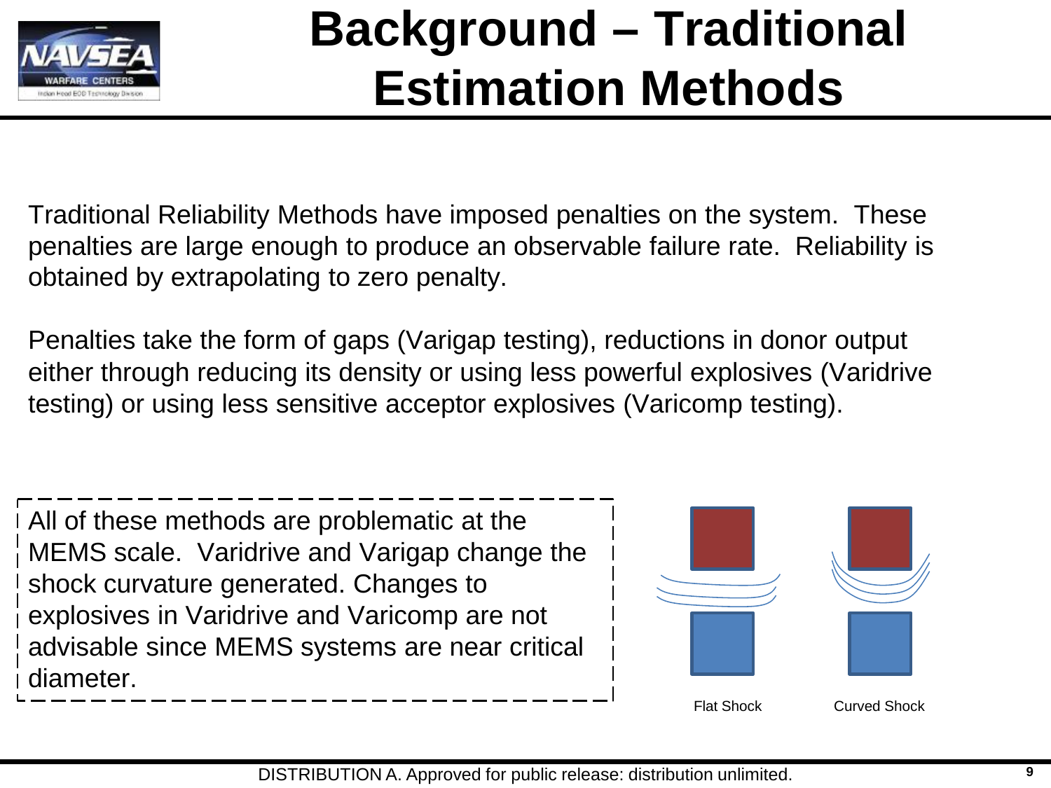# Background – Traditional Estimation Methods

Traditional Reliability Methods have imposed penalties on the system. These penalties are large enough to produce an observable failure rate. Reliability is obtained by extrapolating to zero penalty.

Penalties take the form of gaps (Varigap testing), reductions in donor output either through reducing its density or using less powerful explosives (Varidrive testing) or using less sensitive acceptor explosives (Varicomp testing).

All of these methods are problematic at the MEMS scale. Varidrive and Varigap change the shock curvature generated. Changes to explosives in Varidrive and Varicomp are not advisable since MEMS systems are near critical diameter.

Flat Shock

Curved Shock

DISTRIBUTION A. Approved for public release: distribution unlimited.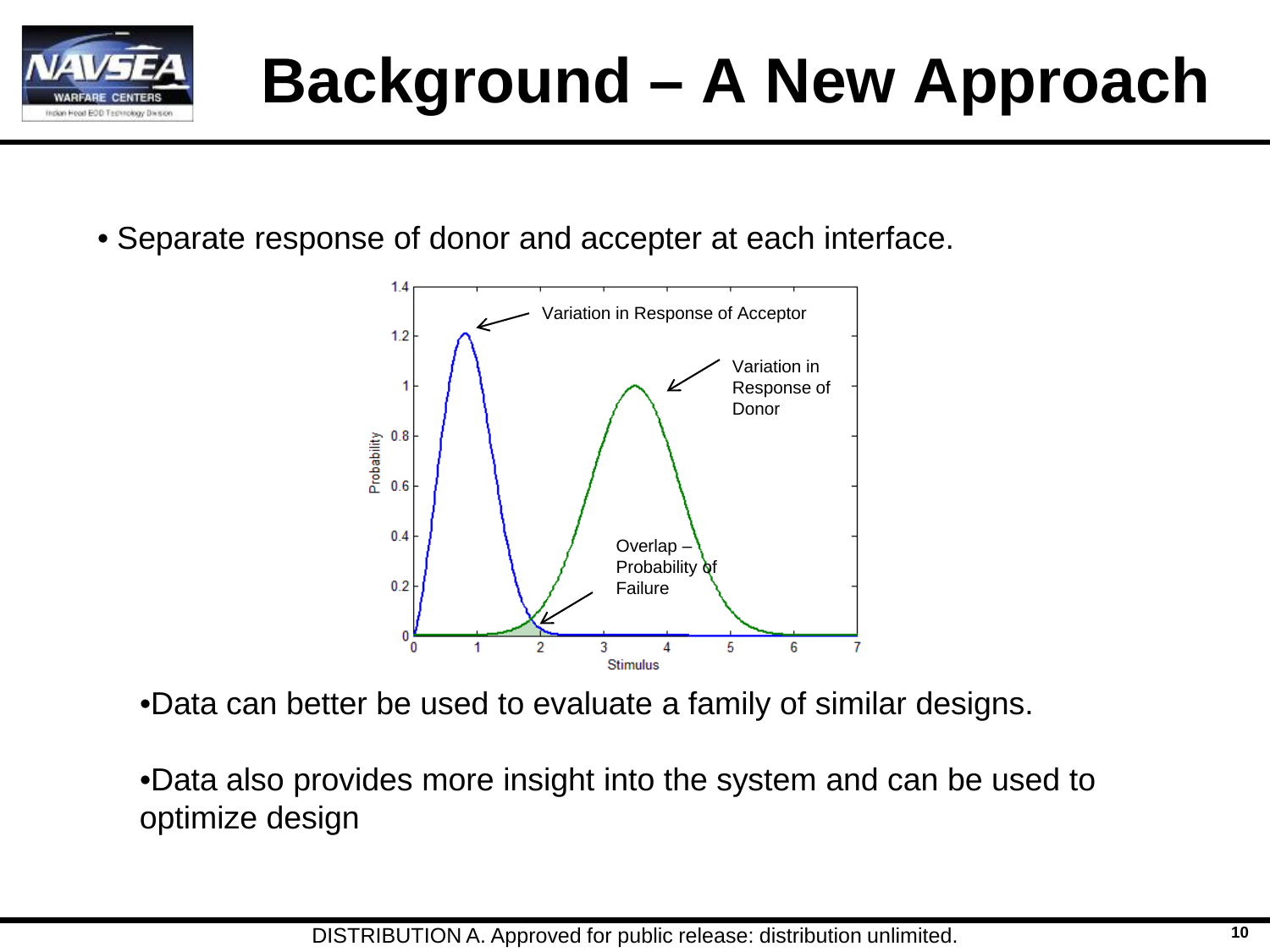# Background – A New Approach

- Separate response of donor and accepter at each interface.

- Data can better be used to evaluate a family of similar designs.

- Data also provides more insight into the system and can be used to optimize design

DISTRIBUTION A. Approved for public release: distribution unlimited.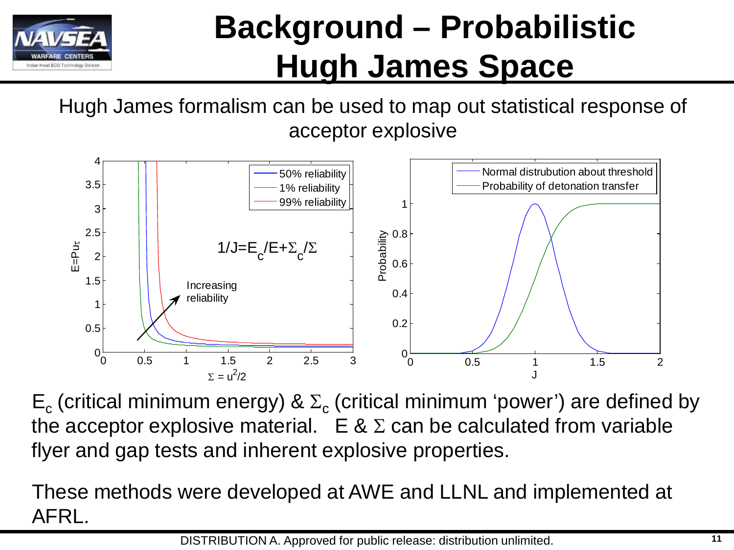# Background – Probabilistic Hugh James Space

Hugh James formalism can be used to map out statistical response of acceptor explosive

$E_c$ (critical minimum energy) & $\Sigma_c$ (critical minimum 'power') are defined by the acceptor explosive material. $E$ & $\Sigma$ can be calculated from variable flyer and gap tests and inherent explosive properties.

These methods were developed at AWE and LLNL and implemented at AFRL.

DISTRIBUTION A. Approved for public release: distribution unlimited.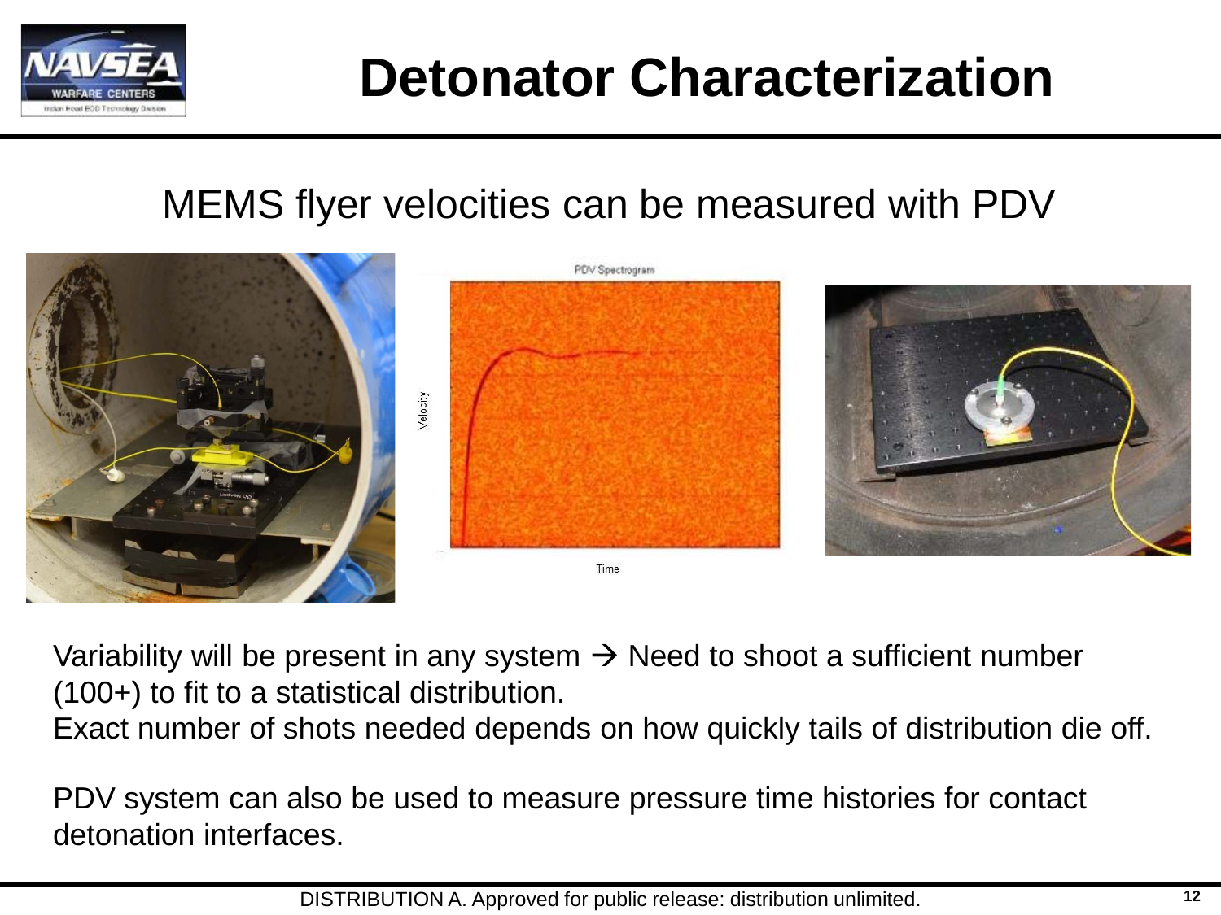# Detonator Characterization

## MEMS flyer velocities can be measured with PDV

PDV Spectrogram

Velocity

Time

Variability will be present in any system → Need to shoot a sufficient number (100+) to fit to a statistical distribution.
Exact number of shots needed depends on how quickly tails of distribution die off.

PDV system can also be used to measure pressure time histories for contact detonation interfaces.

DISTRIBUTION A. Approved for public release: distribution unlimited.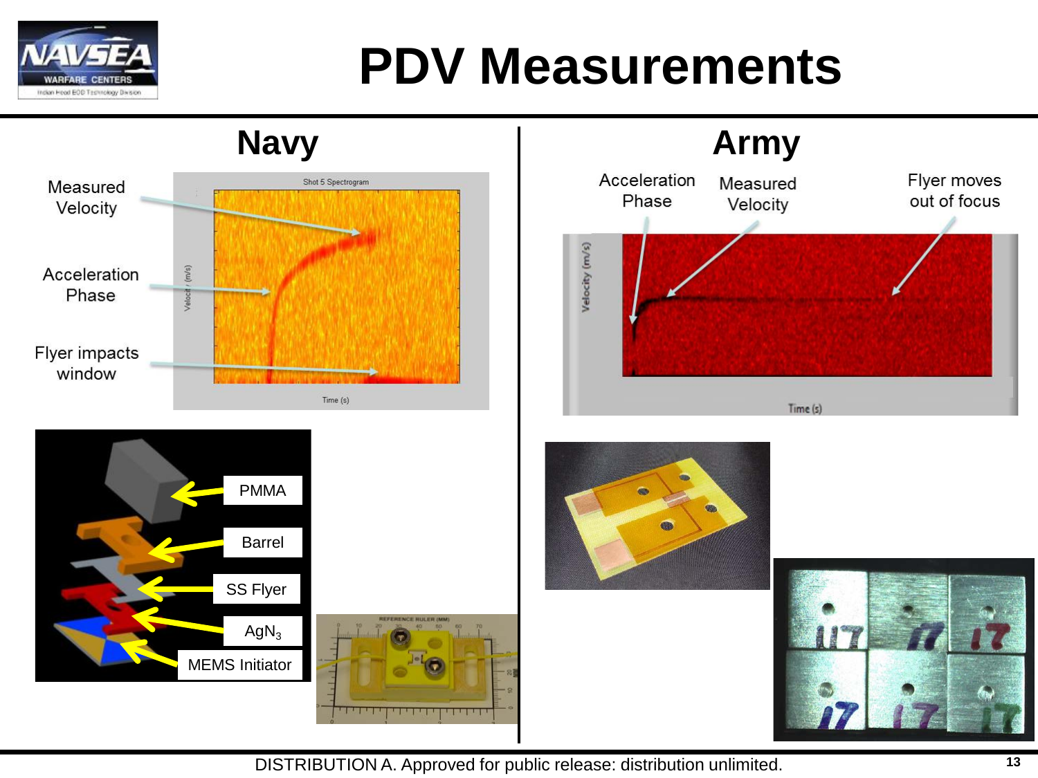# PDV Measurements

## Navy

Measured Velocity

Acceleration Phase

Flyer impacts window

Shot 5 Spectrogram

Velocity (m/s)

Time (s)

PMMA

Barrel

SS Flyer

$AgN_3$

MEMS Initiator

## Army

Acceleration Phase

Measured Velocity

Flyer moves out of focus

Velocity (m/s)

Time (s)

DISTRIBUTION A. Approved for public release: distribution unlimited.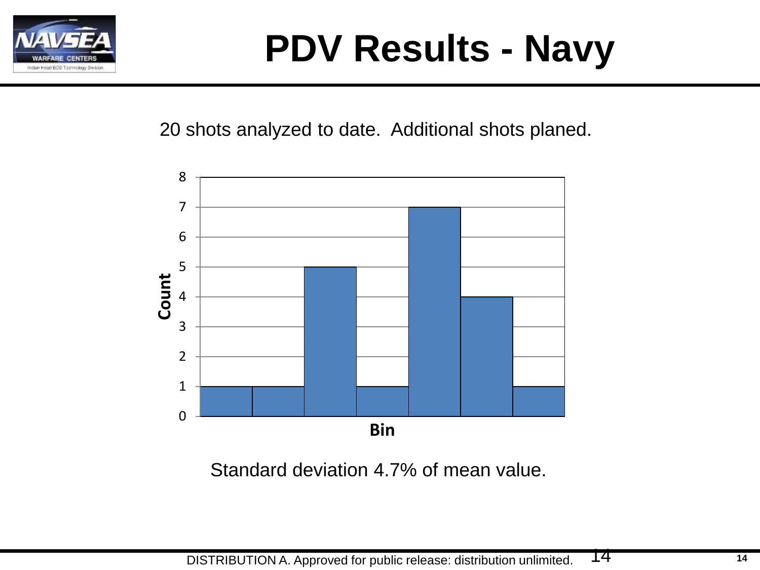# PDV Results - Navy

20 shots analyzed to date. Additional shots planed.

| Bin | Count |
|---|---|
| 1 | 1 |
| 2 | 1 |
| 3 | 5 |
| 4 | 1 |
| 5 | 7 |
| 6 | 4 |
| 7 | 1 |

Standard deviation 4.7% of mean value.

DISTRIBUTION A. Approved for public release: distribution unlimited.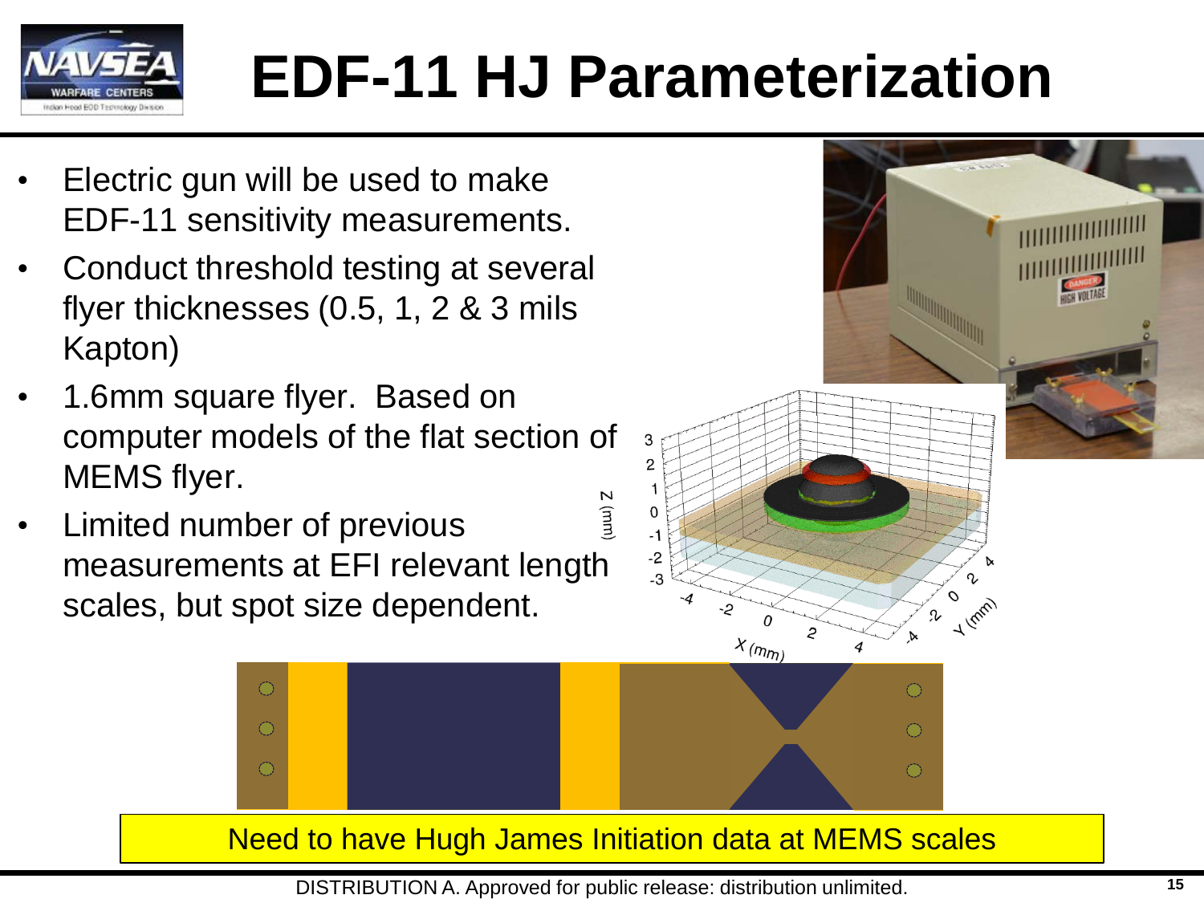# EDF-11 HJ Parameterization

- Electric gun will be used to make EDF-11 sensitivity measurements.
- Conduct threshold testing at several flyer thicknesses (0.5, 1, 2 & 3 mils Kapton)
- 1.6mm square flyer. Based on computer models of the flat section of MEMS flyer.
- Limited number of previous measurements at EFI relevant length scales, but spot size dependent.

Need to have Hugh James Initiation data at MEMS scales

DISTRIBUTION A. Approved for public release: distribution unlimited.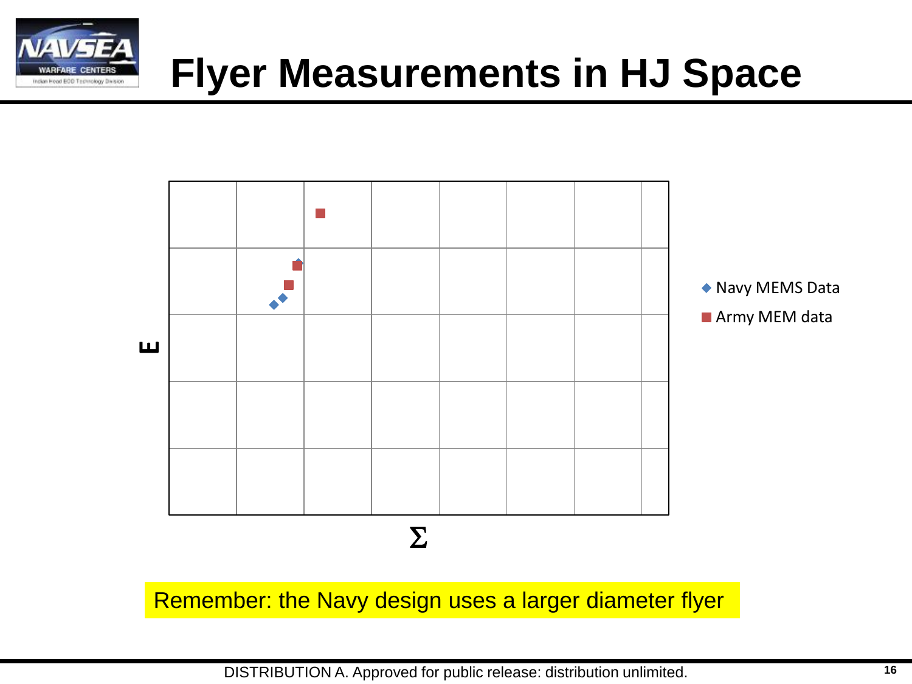# Flyer Measurements in HJ Space

Navy MEMS Data

Army MEM data

E

Σ

Remember: the Navy design uses a larger diameter flyer

DISTRIBUTION A. Approved for public release: distribution unlimited.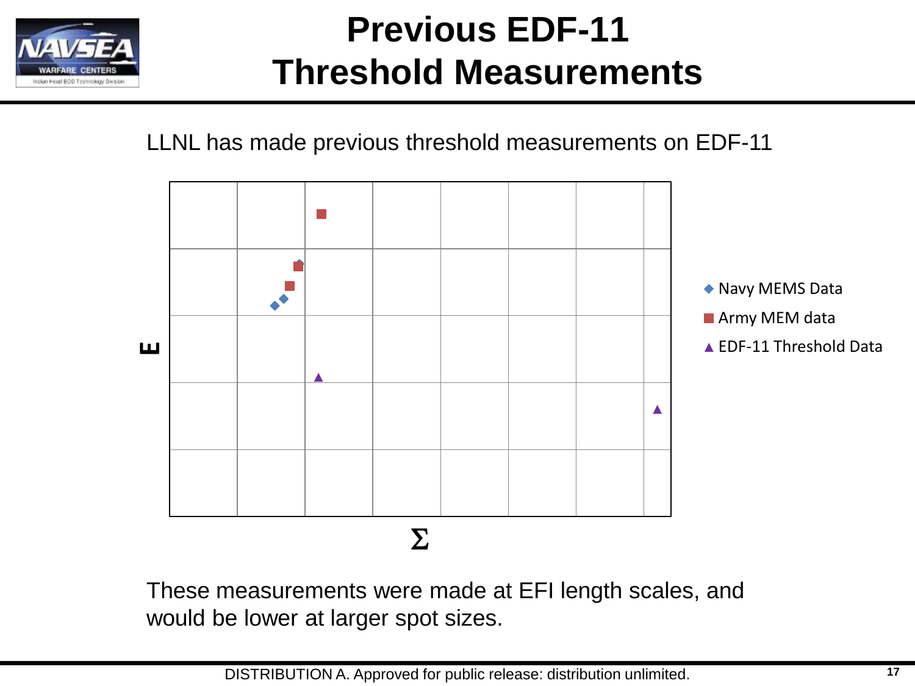# Previous EDF-11 Threshold Measurements

LLNL has made previous threshold measurements on EDF-11

- Navy MEMS Data
- Army MEM data
- EDF-11 Threshold Data

E

Σ

These measurements were made at EFI length scales, and would be lower at larger spot sizes.

DISTRIBUTION A. Approved for public release: distribution unlimited.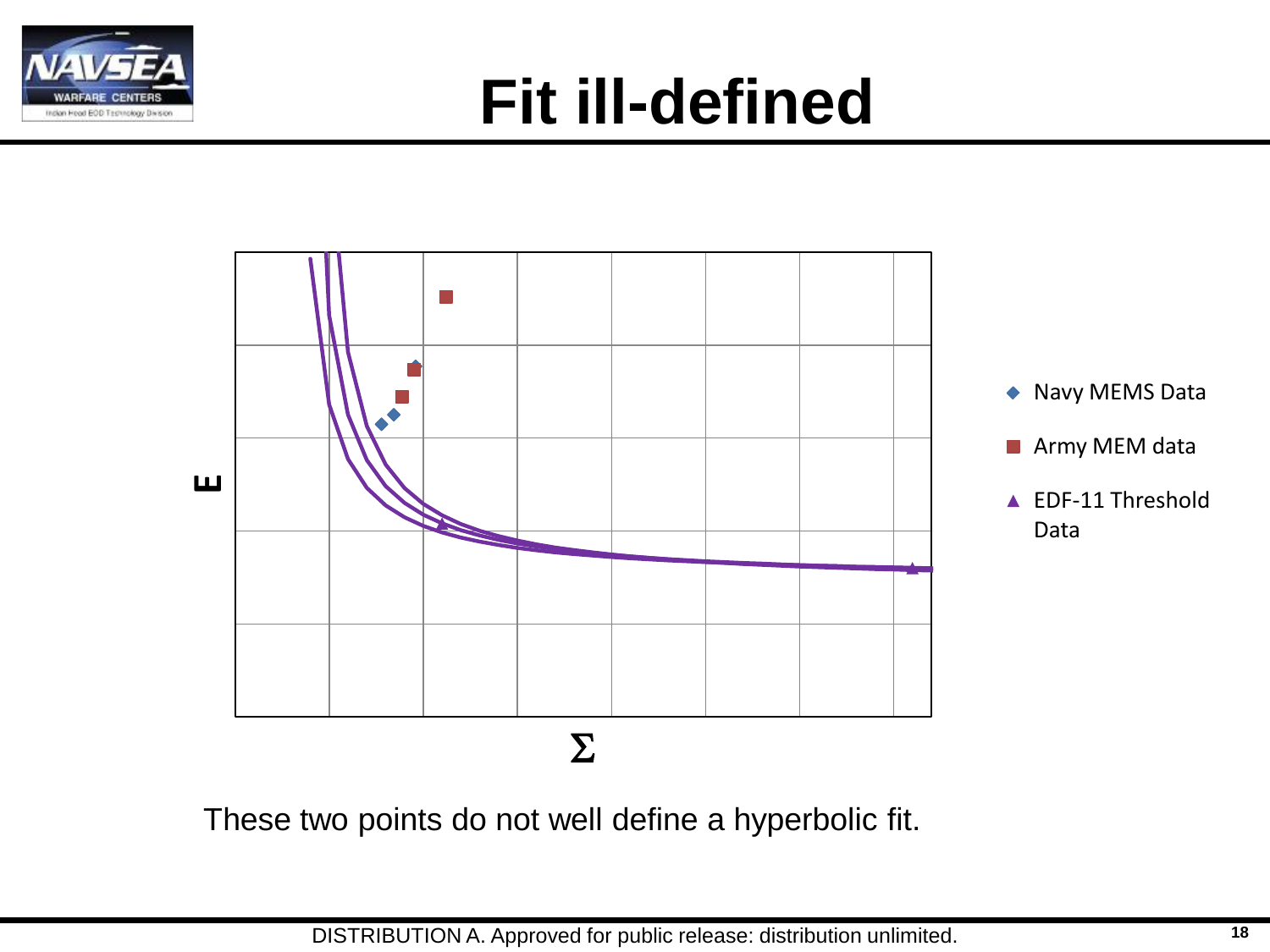# Fit ill-defined

Navy MEMS Data

Army MEM data

EDF-11 Threshold Data

E

Σ

These two points do not well define a hyperbolic fit.

DISTRIBUTION A. Approved for public release: distribution unlimited.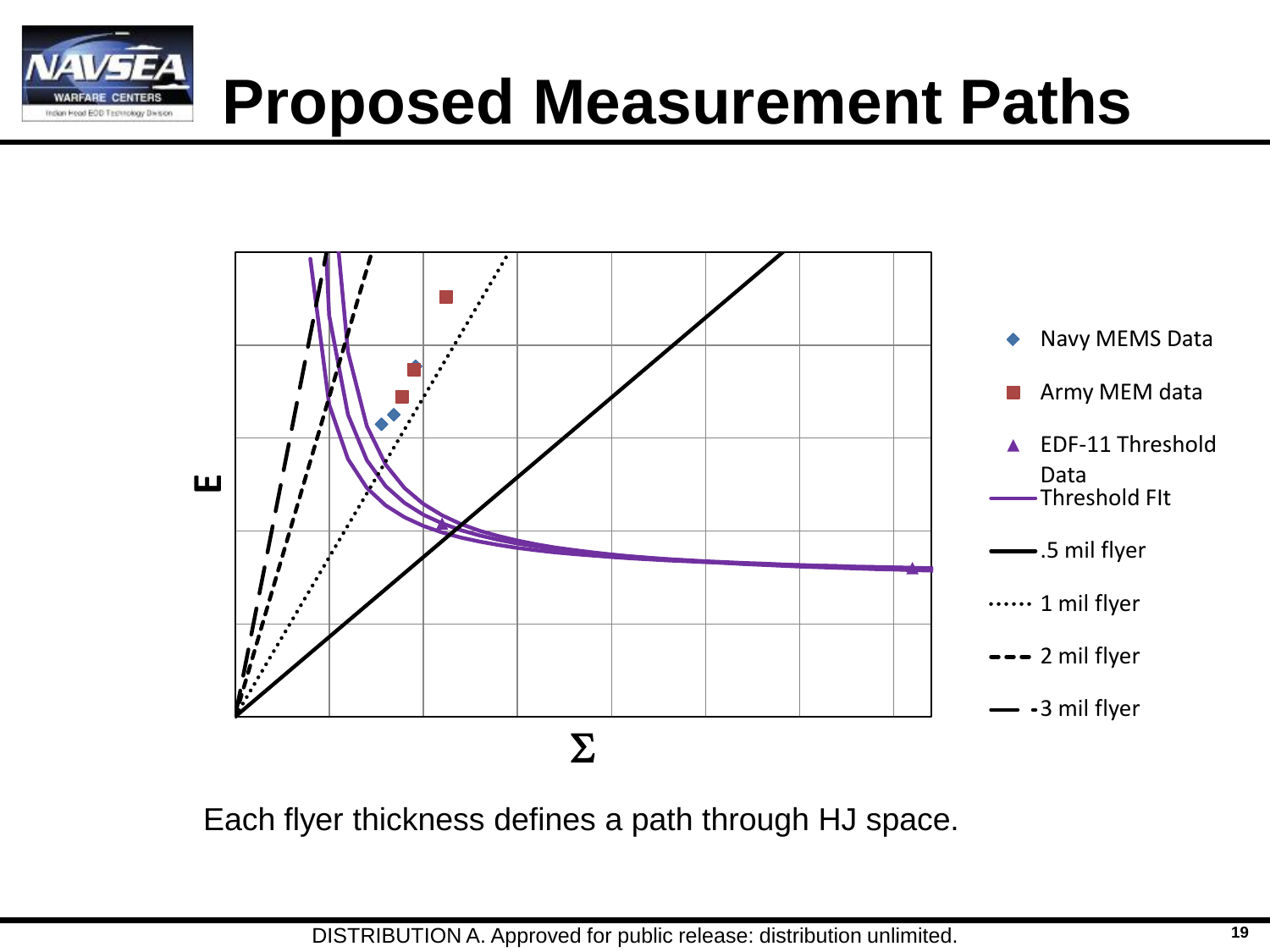# Proposed Measurement Paths

Each flyer thickness defines a path through HJ space.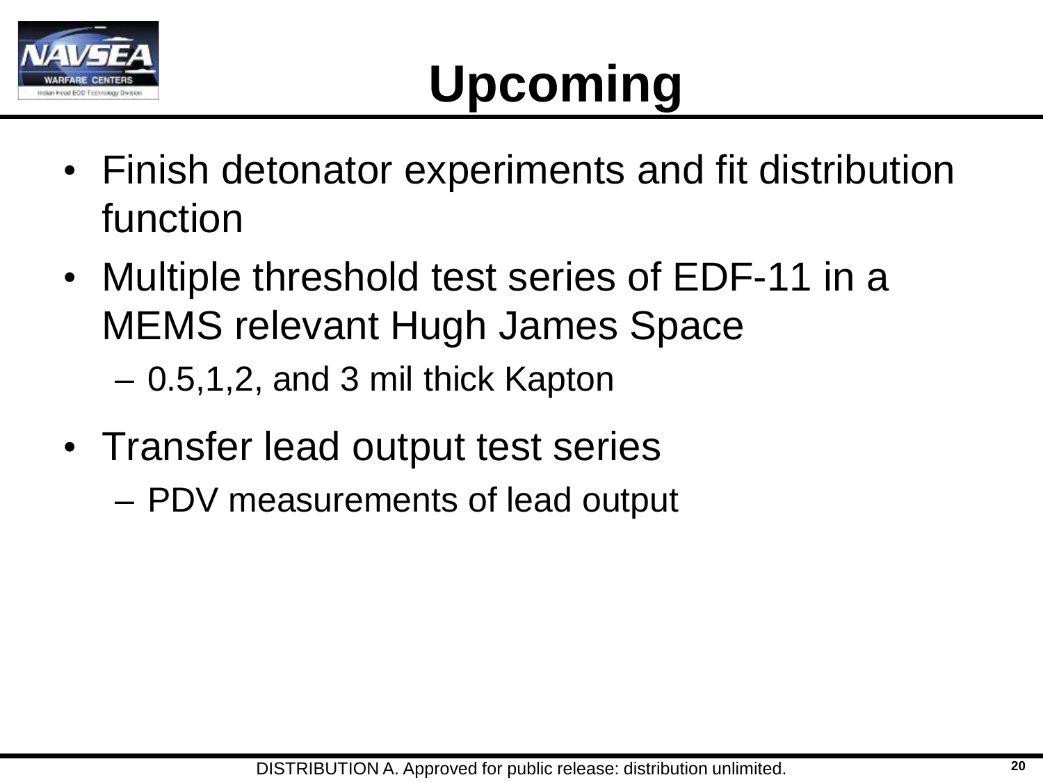# Upcoming

- Finish detonator experiments and fit distribution function
- Multiple threshold test series of EDF-11 in a MEMS relevant Hugh James Space
  - 0.5,1,2, and 3 mil thick Kapton
- Transfer lead output test series
  - PDV measurements of lead output

DISTRIBUTION A. Approved for public release: distribution unlimited.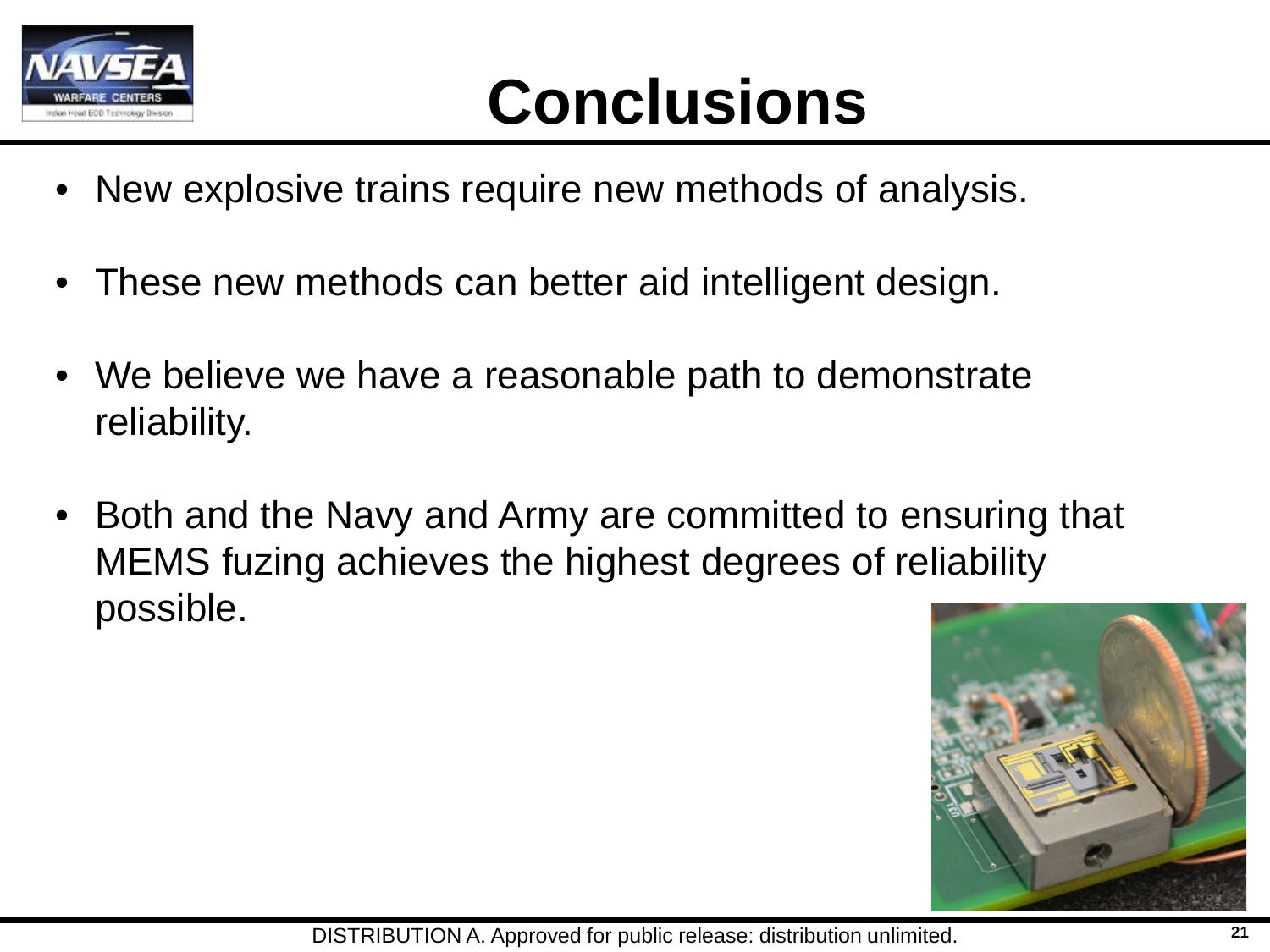# Conclusions

- New explosive trains require new methods of analysis.
- These new methods can better aid intelligent design.
- We believe we have a reasonable path to demonstrate reliability.
- Both and the Navy and Army are committed to ensuring that MEMS fuzing achieves the highest degrees of reliability possible.

DISTRIBUTION A. Approved for public release: distribution unlimited.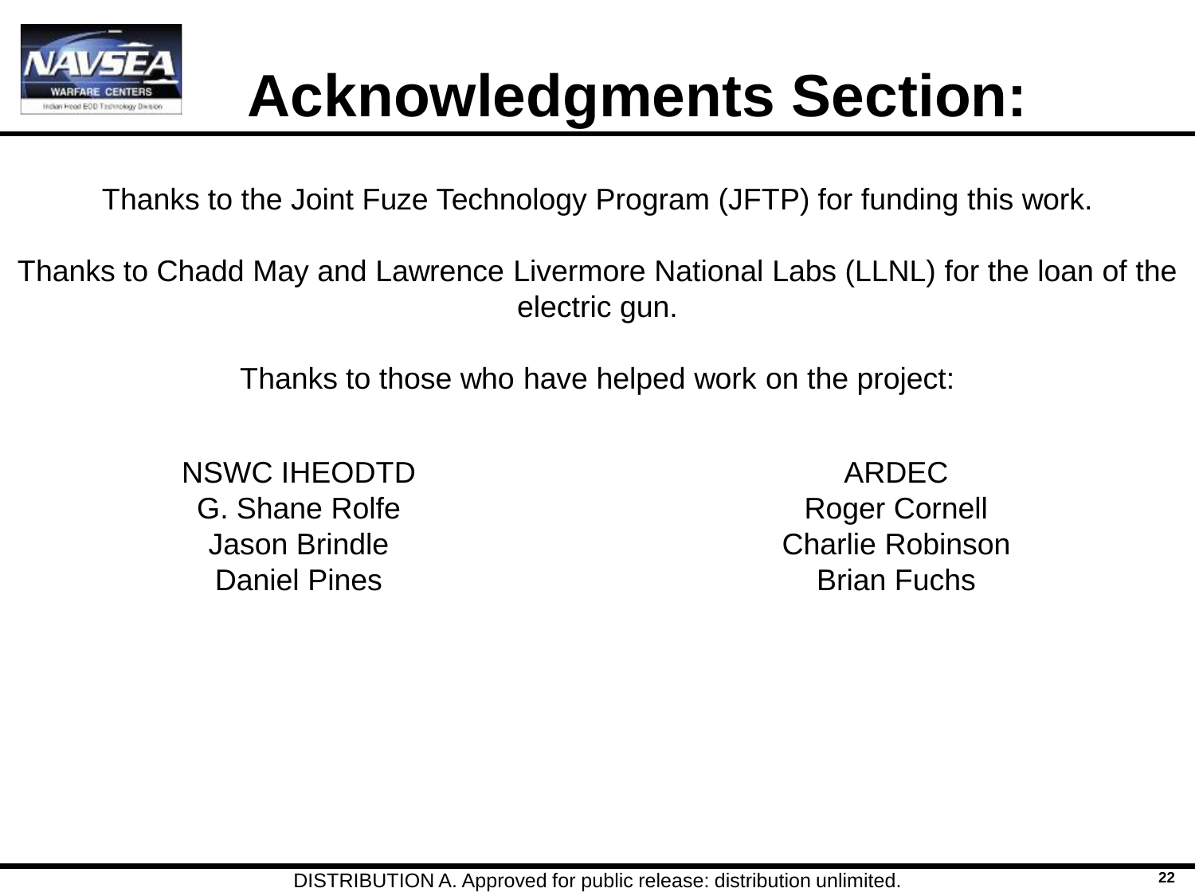# Acknowledgments Section:

Thanks to the Joint Fuze Technology Program (JFTP) for funding this work.

Thanks to Chadd May and Lawrence Livermore National Labs (LLNL) for the loan of the electric gun.

Thanks to those who have helped work on the project:

NSWC IHEODTD
G. Shane Rolfe
Jason Brindle
Daniel Pines

ARDEC
Roger Cornell
Charlie Robinson
Brian Fuchs

DISTRIBUTION A. Approved for public release: distribution unlimited.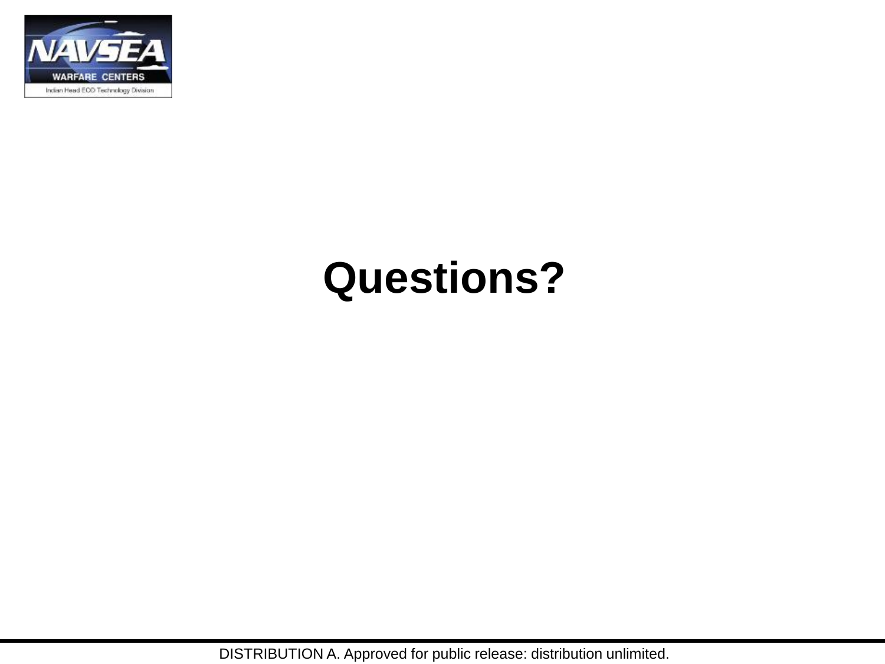# Questions?